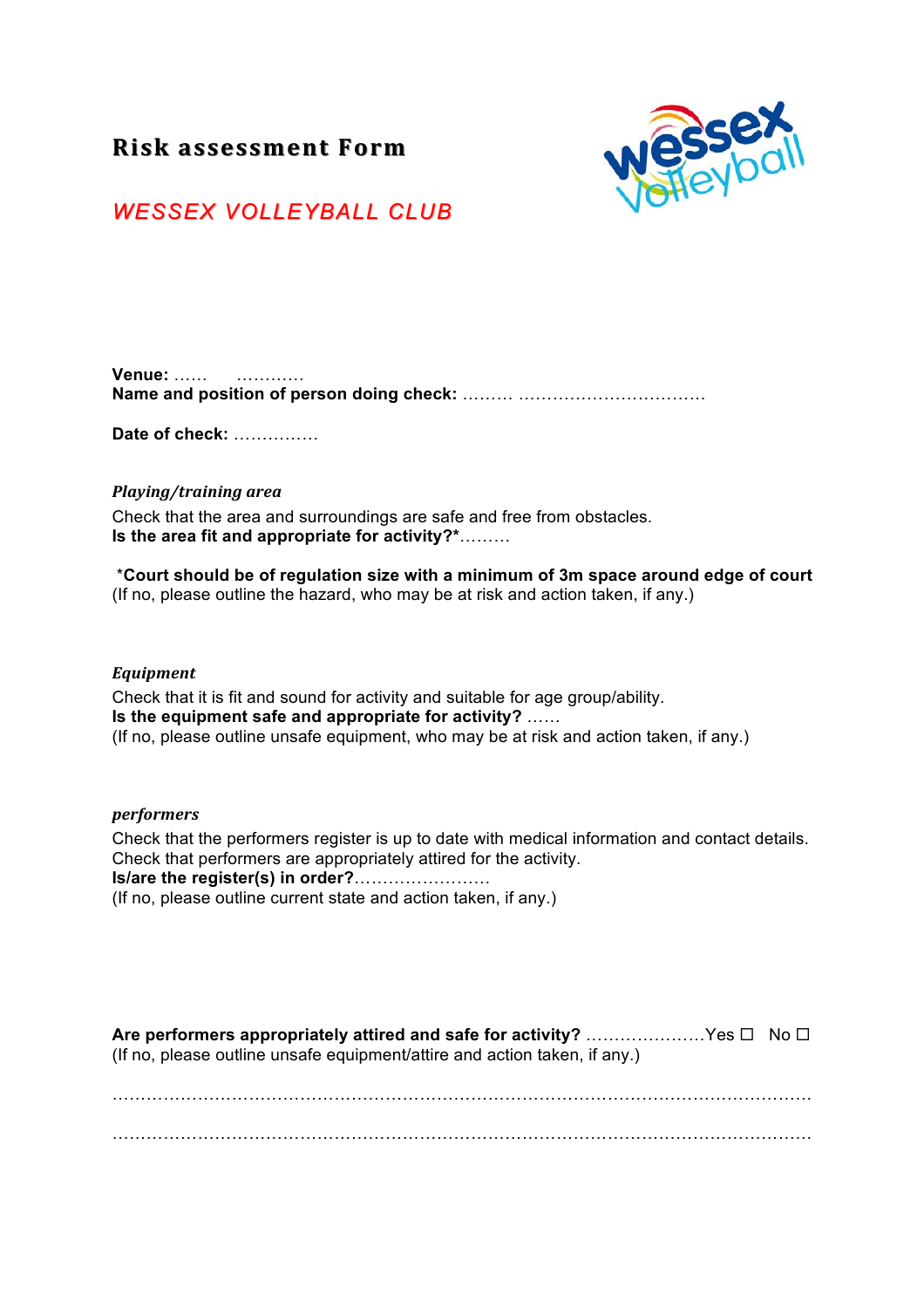# Risk assessment Form

## *WESSEX VOLLEYBALL CLUB*

**Venue:** ……     …………
**Name and position of person doing check:** ……… ……………………………

**Date of check:** ……………

### *Playing/training area*

Check that the area and surroundings are safe and free from obstacles.
**Is the area fit and appropriate for activity?***………

***Court should be of regulation size with a minimum of 3m space around edge of court**
(If no, please outline the hazard, who may be at risk and action taken, if any.)

### *Equipment*

Check that it is fit and sound for activity and suitable for age group/ability.
**Is the equipment safe and appropriate for activity?** ……
(If no, please outline unsafe equipment, who may be at risk and action taken, if any.)

### *performers*

Check that the performers register is up to date with medical information and contact details.
Check that performers are appropriately attired for the activity.
**Is/are the register(s) in order?**……………………
(If no, please outline current state and action taken, if any.)

**Are performers appropriately attired and safe for activity?** …………………Yes ☐   No ☐
(If no, please outline unsafe equipment/attire and action taken, if any.)

……………………………………………………………………………………………………

……………………………………………………………………………………………………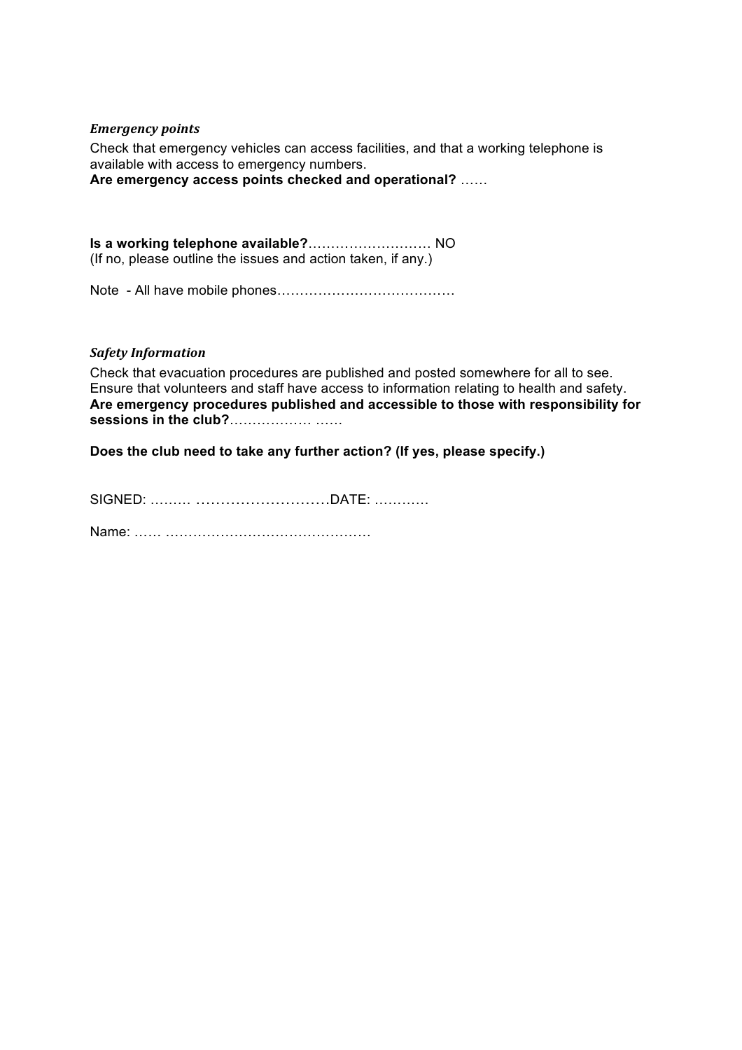*Emergency points*

Check that emergency vehicles can access facilities, and that a working telephone is available with access to emergency numbers.
**Are emergency access points checked and operational?** ……

**Is a working telephone available?**……………………… NO
(If no, please outline the issues and action taken, if any.)

Note - All have mobile phones…………………………………

*Safety Information*

Check that evacuation procedures are published and posted somewhere for all to see. Ensure that volunteers and staff have access to information relating to health and safety.
**Are emergency procedures published and accessible to those with responsibility for sessions in the club?**……………… ……

**Does the club need to take any further action? (If yes, please specify.)**

SIGNED: ……… ………………………DATE: …………

Name: …… ………………………………………